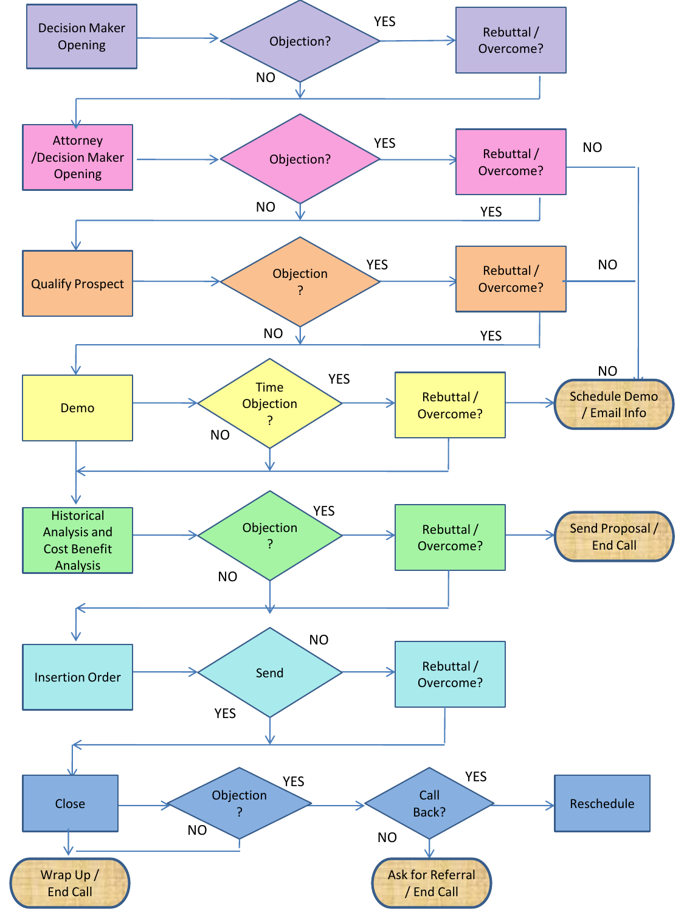Decision Maker Opening → Objection? — YES → Rebuttal / Overcome?
NO

Attorney /Decision Maker Opening → Objection? — YES → Rebuttal / Overcome? — NO
NO — YES

Qualify Prospect → Objection ? — YES → Rebuttal / Overcome? — NO
NO — YES

Demo → Time Objection ? — YES → Rebuttal / Overcome? → Schedule Demo / Email Info
NO — NO

Historical Analysis and Cost Benefit Analysis → Objection ? — YES → Rebuttal / Overcome? → Send Proposal / End Call
NO

Insertion Order → Send — NO → Rebuttal / Overcome?
YES

Close → Objection ? — YES → Call Back? — YES → Reschedule
NO — NO

Wrap Up / End Call

Ask for Referral / End Call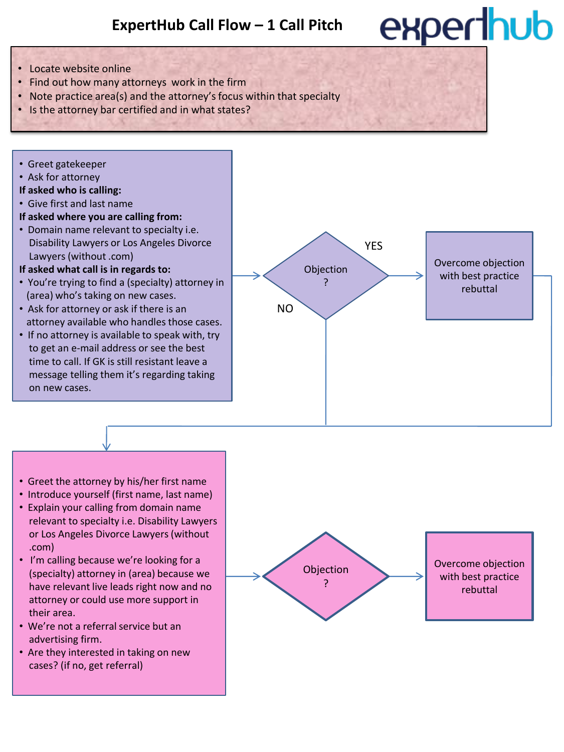# ExpertHub Call Flow – 1 Call Pitch

experthub

- Locate website online
- Find out how many attorneys work in the firm
- Note practice area(s) and the attorney's focus within that specialty
- Is the attorney bar certified and in what states?

---

- Greet gatekeeper
- Ask for attorney

**If asked who is calling:**

- Give first and last name

**If asked where you are calling from:**

- Domain name relevant to specialty i.e. Disability Lawyers or Los Angeles Divorce Lawyers (without .com)

**If asked what call is in regards to:**

- You're trying to find a (specialty) attorney in (area) who's taking on new cases.
- Ask for attorney or ask if there is an attorney available who handles those cases.
- If no attorney is available to speak with, try to get an e-mail address or see the best time to call. If GK is still resistant leave a message telling them it's regarding taking on new cases.

Objection ?

YES → Overcome objection with best practice rebuttal

NO

---

- Greet the attorney by his/her first name
- Introduce yourself (first name, last name)
- Explain your calling from domain name relevant to specialty i.e. Disability Lawyers or Los Angeles Divorce Lawyers (without .com)
- I'm calling because we're looking for a (specialty) attorney in (area) because we have relevant live leads right now and no attorney or could use more support in their area.
- We're not a referral service but an advertising firm.
- Are they interested in taking on new cases? (if no, get referral)

Objection ?

→ Overcome objection with best practice rebuttal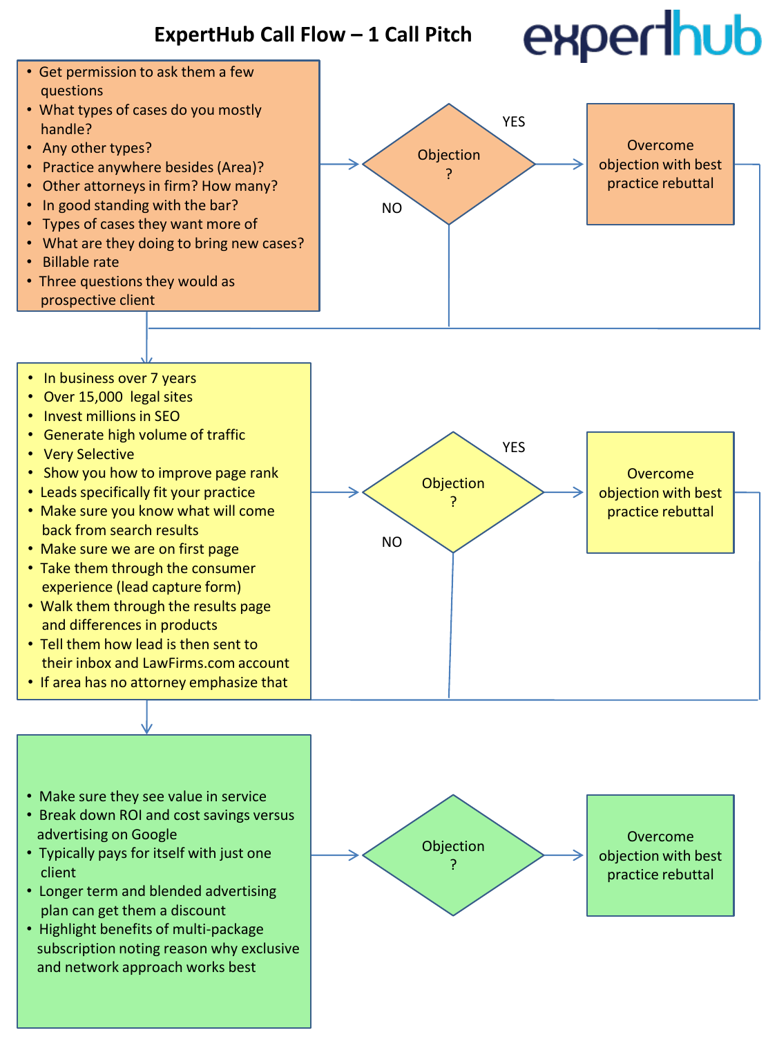# ExpertHub Call Flow – 1 Call Pitch

experthub

## Step 1

- Get permission to ask them a few questions
- What types of cases do you mostly handle?
- Any other types?
- Practice anywhere besides (Area)?
- Other attorneys in firm? How many?
- In good standing with the bar?
- Types of cases they want more of
- What are they doing to bring new cases?
- Billable rate
- Three questions they would as prospective client

Objection?

- YES → Overcome objection with best practice rebuttal
- NO

## Step 2

- In business over 7 years
- Over 15,000 legal sites
- Invest millions in SEO
- Generate high volume of traffic
- Very Selective
- Show you how to improve page rank
- Leads specifically fit your practice
- Make sure you know what will come back from search results
- Make sure we are on first page
- Take them through the consumer experience (lead capture form)
- Walk them through the results page and differences in products
- Tell them how lead is then sent to their inbox and LawFirms.com account
- If area has no attorney emphasize that

Objection?

- YES → Overcome objection with best practice rebuttal
- NO

## Step 3

- Make sure they see value in service
- Break down ROI and cost savings versus advertising on Google
- Typically pays for itself with just one client
- Longer term and blended advertising plan can get them a discount
- Highlight benefits of multi-package subscription noting reason why exclusive and network approach works best

Objection?

→ Overcome objection with best practice rebuttal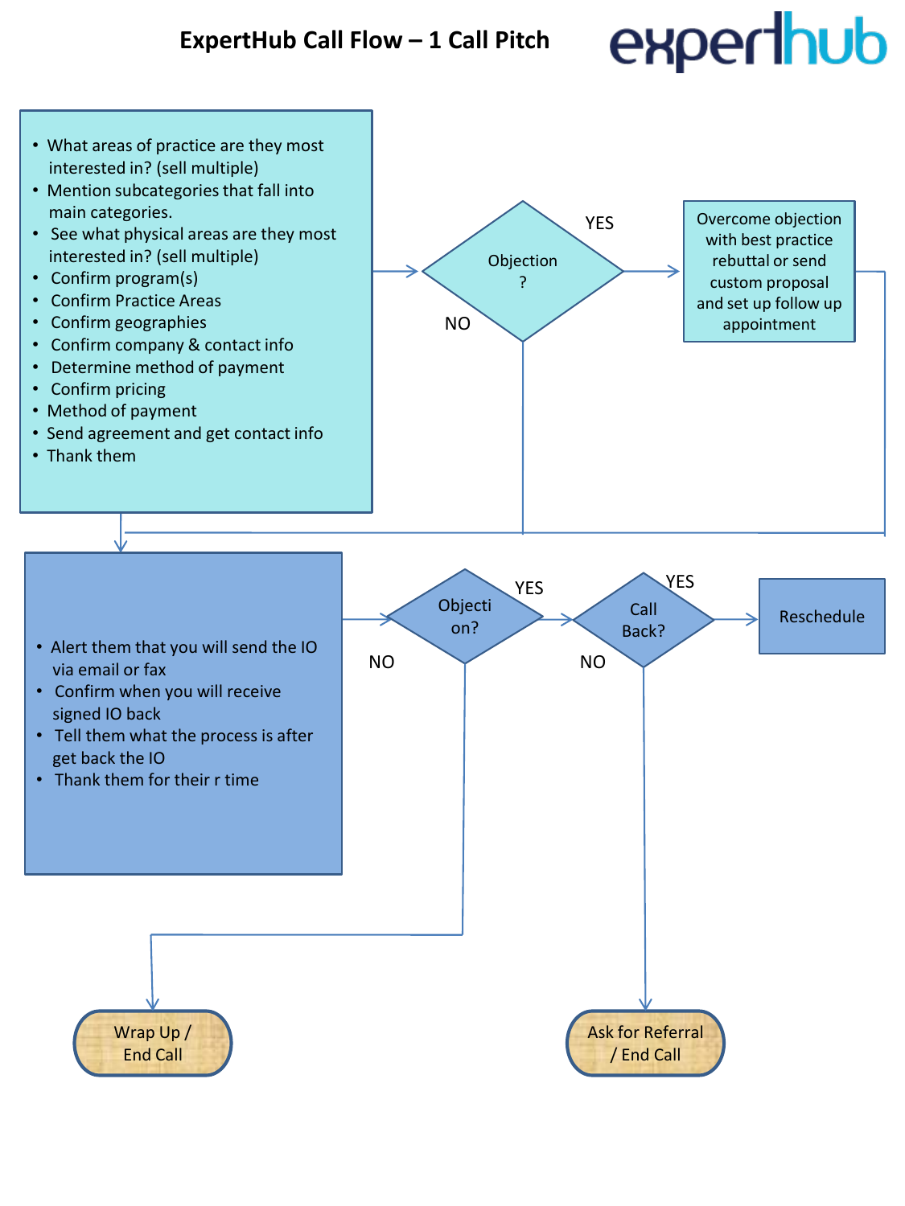# ExpertHub Call Flow – 1 Call Pitch

- What areas of practice are they most interested in? (sell multiple)
- Mention subcategories that fall into main categories.
- See what physical areas are they most interested in? (sell multiple)
- Confirm program(s)
- Confirm Practice Areas
- Confirm geographies
- Confirm company & contact info
- Determine method of payment
- Confirm pricing
- Method of payment
- Send agreement and get contact info
- Thank them

Objection ?

YES

NO

Overcome objection with best practice rebuttal or send custom proposal and set up follow up appointment

- Alert them that you will send the IO via email or fax
- Confirm when you will receive signed IO back
- Tell them what the process is after get back the IO
- Thank them for their r time

Objection?

YES

NO

Call Back?

YES

NO

Reschedule

Wrap Up / End Call

Ask for Referral / End Call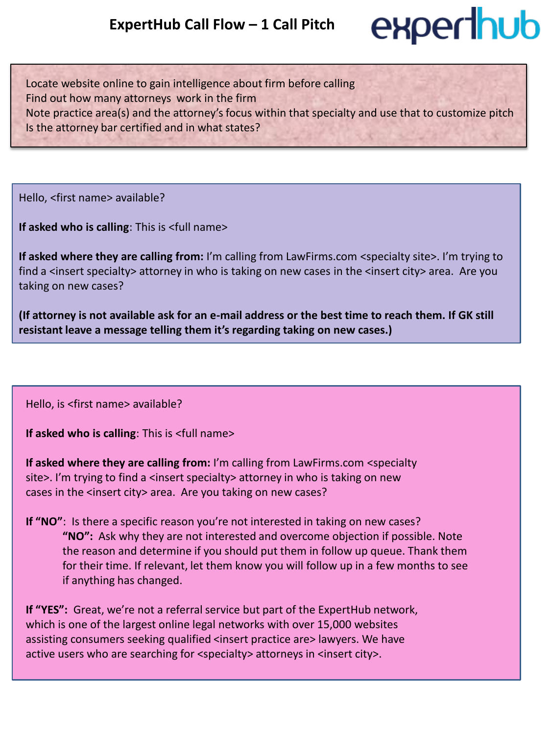# ExpertHub Call Flow – 1 Call Pitch

Locate website online to gain intelligence about firm before calling
Find out how many attorneys work in the firm
Note practice area(s) and the attorney's focus within that specialty and use that to customize pitch
Is the attorney bar certified and in what states?

---

Hello, <first name> available?

**If asked who is calling**: This is <full name>

**If asked where they are calling from:** I'm calling from LawFirms.com <specialty site>. I'm trying to find a <insert specialty> attorney in who is taking on new cases in the <insert city> area. Are you taking on new cases?

**(If attorney is not available ask for an e-mail address or the best time to reach them. If GK still resistant leave a message telling them it's regarding taking on new cases.)**

---

Hello, is <first name> available?

**If asked who is calling**: This is <full name>

**If asked where they are calling from:** I'm calling from LawFirms.com <specialty site>. I'm trying to find a <insert specialty> attorney in who is taking on new cases in the <insert city> area. Are you taking on new cases?

**If "NO"**: Is there a specific reason you're not interested in taking on new cases?

> **"NO":** Ask why they are not interested and overcome objection if possible. Note the reason and determine if you should put them in follow up queue. Thank them for their time. If relevant, let them know you will follow up in a few months to see if anything has changed.

**If "YES":** Great, we're not a referral service but part of the ExpertHub network, which is one of the largest online legal networks with over 15,000 websites assisting consumers seeking qualified <insert practice are> lawyers. We have active users who are searching for <specialty> attorneys in <insert city>.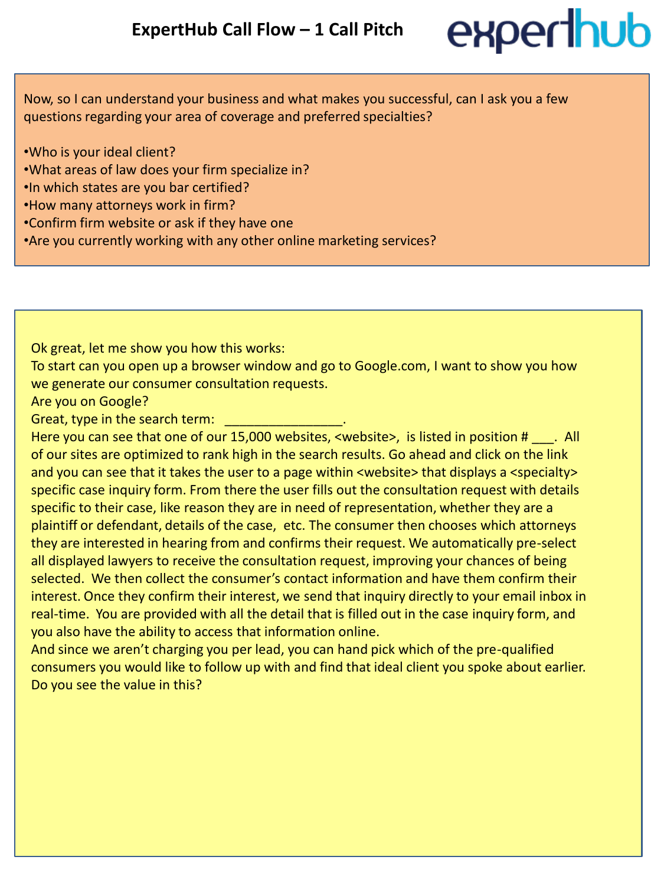# ExpertHub Call Flow – 1 Call Pitch

Now, so I can understand your business and what makes you successful, can I ask you a few questions regarding your area of coverage and preferred specialties?

- Who is your ideal client?
- What areas of law does your firm specialize in?
- In which states are you bar certified?
- How many attorneys work in firm?
- Confirm firm website or ask if they have one
- Are you currently working with any other online marketing services?

Ok great, let me show you how this works:
To start can you open up a browser window and go to Google.com, I want to show you how we generate our consumer consultation requests.
Are you on Google?
Great, type in the search term: ________________.
Here you can see that one of our 15,000 websites, <website>, is listed in position # ___. All of our sites are optimized to rank high in the search results. Go ahead and click on the link and you can see that it takes the user to a page within <website> that displays a <specialty> specific case inquiry form. From there the user fills out the consultation request with details specific to their case, like reason they are in need of representation, whether they are a plaintiff or defendant, details of the case, etc. The consumer then chooses which attorneys they are interested in hearing from and confirms their request. We automatically pre-select all displayed lawyers to receive the consultation request, improving your chances of being selected. We then collect the consumer's contact information and have them confirm their interest. Once they confirm their interest, we send that inquiry directly to your email inbox in real-time. You are provided with all the detail that is filled out in the case inquiry form, and you also have the ability to access that information online.
And since we aren't charging you per lead, you can hand pick which of the pre-qualified consumers you would like to follow up with and find that ideal client you spoke about earlier.
Do you see the value in this?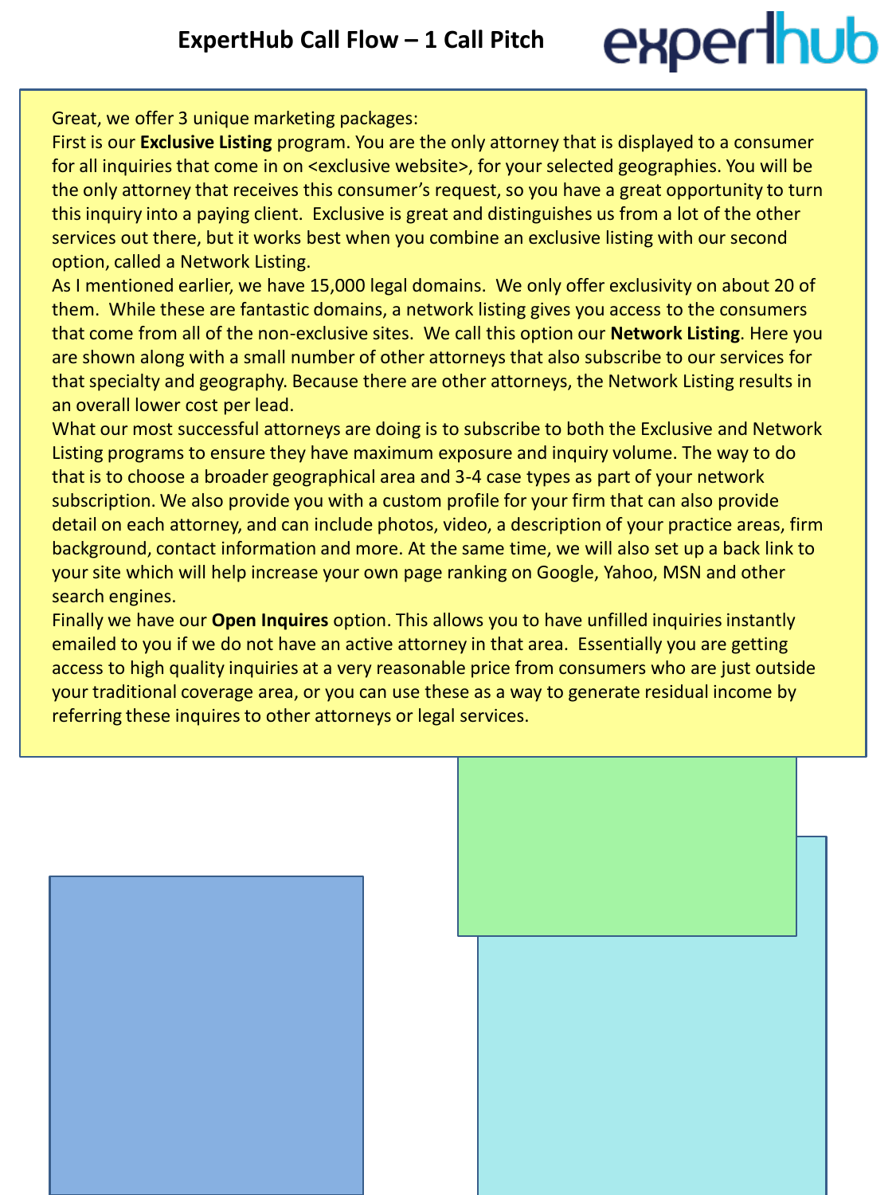# ExpertHub Call Flow – 1 Call Pitch

Great, we offer 3 unique marketing packages:

First is our **Exclusive Listing** program. You are the only attorney that is displayed to a consumer for all inquiries that come in on <exclusive website>, for your selected geographies. You will be the only attorney that receives this consumer's request, so you have a great opportunity to turn this inquiry into a paying client. Exclusive is great and distinguishes us from a lot of the other services out there, but it works best when you combine an exclusive listing with our second option, called a Network Listing.

As I mentioned earlier, we have 15,000 legal domains. We only offer exclusivity on about 20 of them. While these are fantastic domains, a network listing gives you access to the consumers that come from all of the non-exclusive sites. We call this option our **Network Listing**. Here you are shown along with a small number of other attorneys that also subscribe to our services for that specialty and geography. Because there are other attorneys, the Network Listing results in an overall lower cost per lead.

What our most successful attorneys are doing is to subscribe to both the Exclusive and Network Listing programs to ensure they have maximum exposure and inquiry volume. The way to do that is to choose a broader geographical area and 3-4 case types as part of your network subscription. We also provide you with a custom profile for your firm that can also provide detail on each attorney, and can include photos, video, a description of your practice areas, firm background, contact information and more. At the same time, we will also set up a back link to your site which will help increase your own page ranking on Google, Yahoo, MSN and other search engines.

Finally we have our **Open Inquires** option. This allows you to have unfilled inquiries instantly emailed to you if we do not have an active attorney in that area. Essentially you are getting access to high quality inquiries at a very reasonable price from consumers who are just outside your traditional coverage area, or you can use these as a way to generate residual income by referring these inquires to other attorneys or legal services.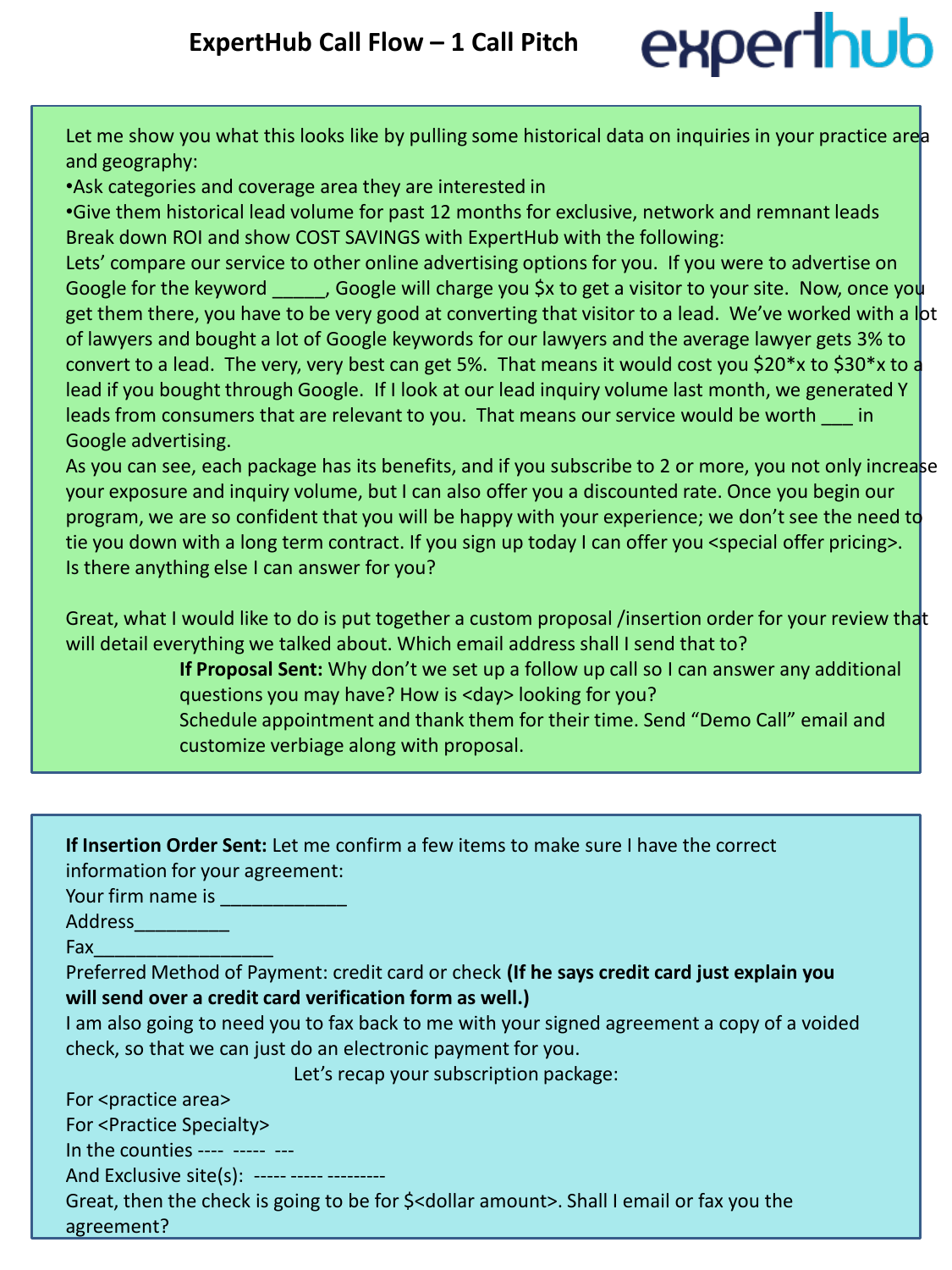# ExpertHub Call Flow – 1 Call Pitch

Let me show you what this looks like by pulling some historical data on inquiries in your practice area and geography:

- Ask categories and coverage area they are interested in
- Give them historical lead volume for past 12 months for exclusive, network and remnant leads

Break down ROI and show COST SAVINGS with ExpertHub with the following:

Lets' compare our service to other online advertising options for you. If you were to advertise on Google for the keyword _____, Google will charge you $x to get a visitor to your site. Now, once you get them there, you have to be very good at converting that visitor to a lead. We've worked with a lot of lawyers and bought a lot of Google keywords for our lawyers and the average lawyer gets 3% to convert to a lead. The very, very best can get 5%. That means it would cost you $20*x to $30*x to a lead if you bought through Google. If I look at our lead inquiry volume last month, we generated Y leads from consumers that are relevant to you. That means our service would be worth ___ in Google advertising.

As you can see, each package has its benefits, and if you subscribe to 2 or more, you not only increase your exposure and inquiry volume, but I can also offer you a discounted rate. Once you begin our program, we are so confident that you will be happy with your experience; we don't see the need to tie you down with a long term contract. If you sign up today I can offer you <special offer pricing>.

Is there anything else I can answer for you?

Great, what I would like to do is put together a custom proposal /insertion order for your review that will detail everything we talked about. Which email address shall I send that to?

> **If Proposal Sent:** Why don't we set up a follow up call so I can answer any additional questions you may have? How is <day> looking for you?
> Schedule appointment and thank them for their time. Send "Demo Call" email and customize verbiage along with proposal.

**If Insertion Order Sent:** Let me confirm a few items to make sure I have the correct information for your agreement:

Your firm name is ____________

Address_________

Fax_________________

Preferred Method of Payment: credit card or check **(If he says credit card just explain you will send over a credit card verification form as well.)**

I am also going to need you to fax back to me with your signed agreement a copy of a voided check, so that we can just do an electronic payment for you.

Let's recap your subscription package:

For <practice area>

For <Practice Specialty>

In the counties ---- ----- ---

And Exclusive site(s): ----- ----- ---------

Great, then the check is going to be for $<dollar amount>. Shall I email or fax you the agreement?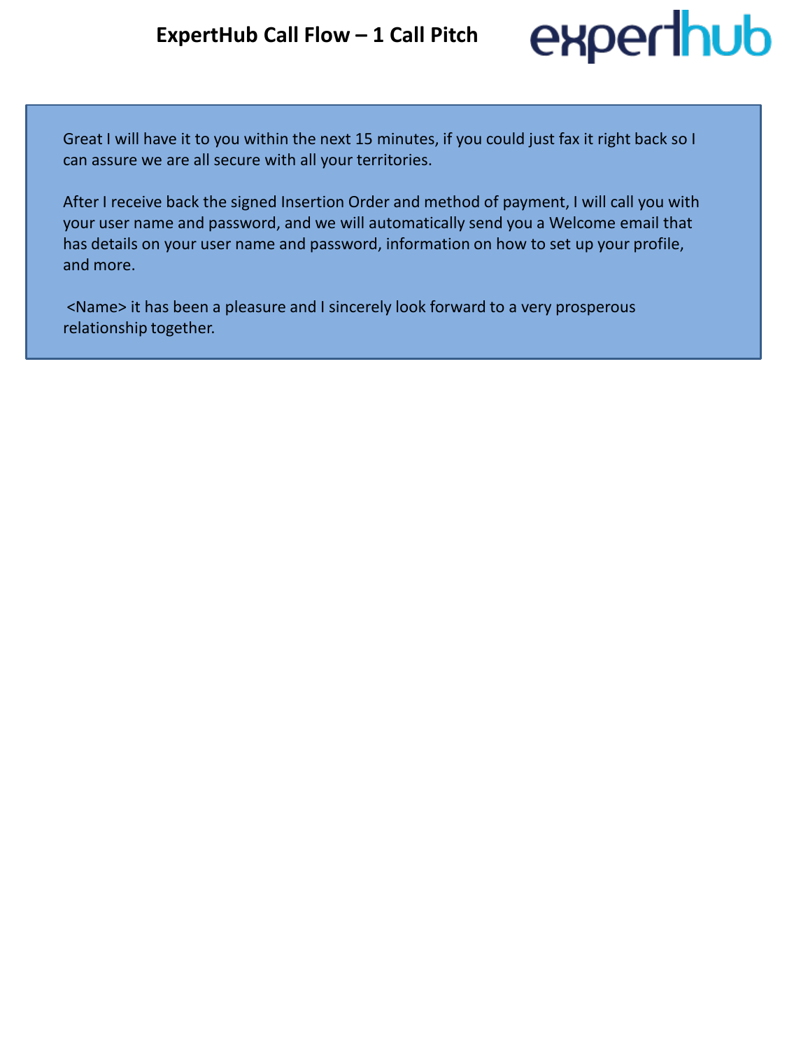# ExpertHub Call Flow – 1 Call Pitch

Great I will have it to you within the next 15 minutes, if you could just fax it right back so I can assure we are all secure with all your territories.

After I receive back the signed Insertion Order and method of payment, I will call you with your user name and password, and we will automatically send you a Welcome email that has details on your user name and password, information on how to set up your profile, and more.

<Name> it has been a pleasure and I sincerely look forward to a very prosperous relationship together.